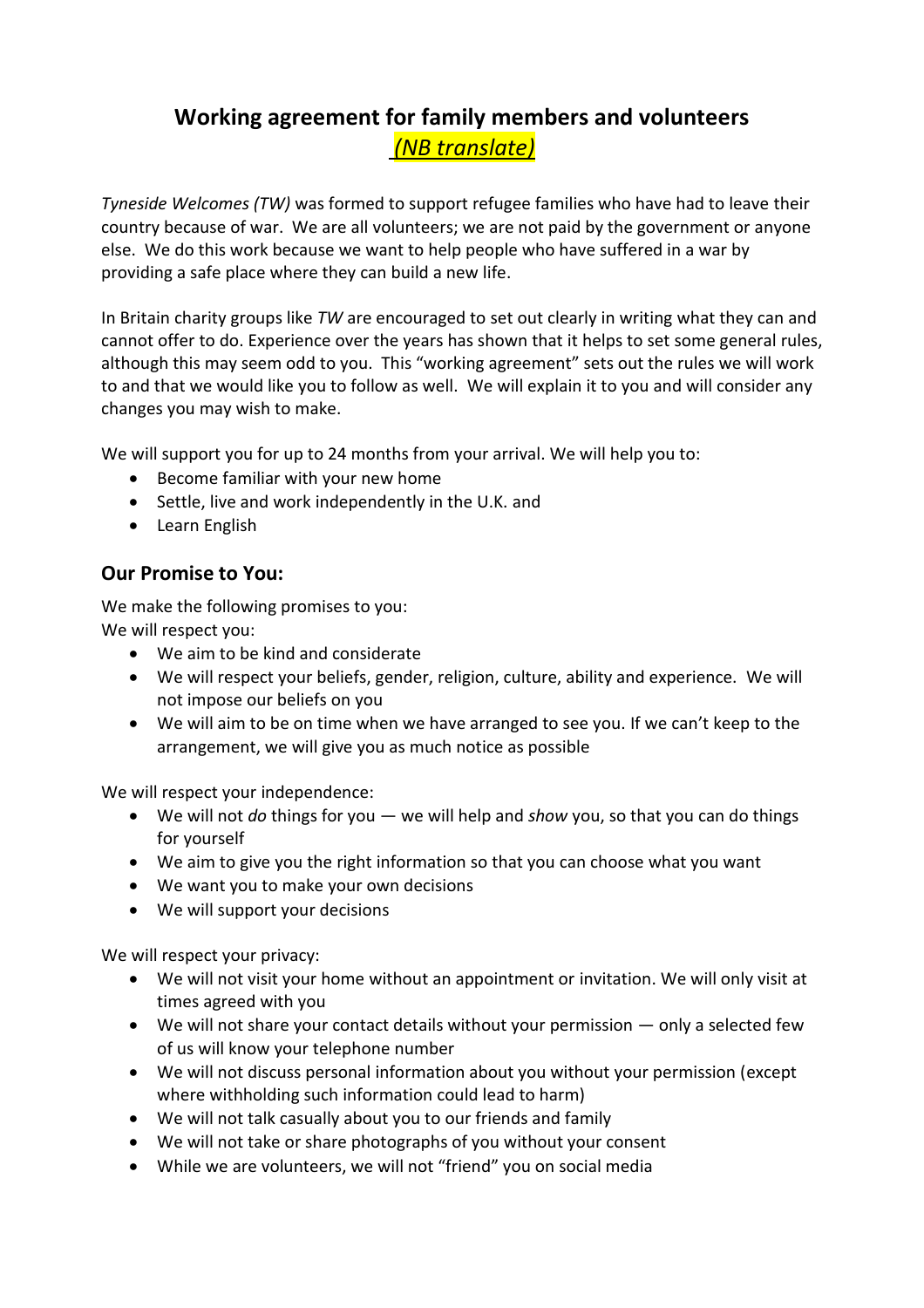# Working agreement for family members and volunteers

*(NB translate)*

*Tyneside Welcomes (TW)* was formed to support refugee families who have had to leave their country because of war. We are all volunteers; we are not paid by the government or anyone else. We do this work because we want to help people who have suffered in a war by providing a safe place where they can build a new life.

In Britain charity groups like *TW* are encouraged to set out clearly in writing what they can and cannot offer to do. Experience over the years has shown that it helps to set some general rules, although this may seem odd to you. This "working agreement" sets out the rules we will work to and that we would like you to follow as well. We will explain it to you and will consider any changes you may wish to make.

We will support you for up to 24 months from your arrival. We will help you to:

- Become familiar with your new home
- Settle, live and work independently in the U.K. and
- Learn English

## Our Promise to You:

We make the following promises to you:
We will respect you:

- We aim to be kind and considerate
- We will respect your beliefs, gender, religion, culture, ability and experience. We will not impose our beliefs on you
- We will aim to be on time when we have arranged to see you. If we can't keep to the arrangement, we will give you as much notice as possible

We will respect your independence:

- We will not *do* things for you — we will help and *show* you, so that you can do things for yourself
- We aim to give you the right information so that you can choose what you want
- We want you to make your own decisions
- We will support your decisions

We will respect your privacy:

- We will not visit your home without an appointment or invitation. We will only visit at times agreed with you
- We will not share your contact details without your permission — only a selected few of us will know your telephone number
- We will not discuss personal information about you without your permission (except where withholding such information could lead to harm)
- We will not talk casually about you to our friends and family
- We will not take or share photographs of you without your consent
- While we are volunteers, we will not "friend" you on social media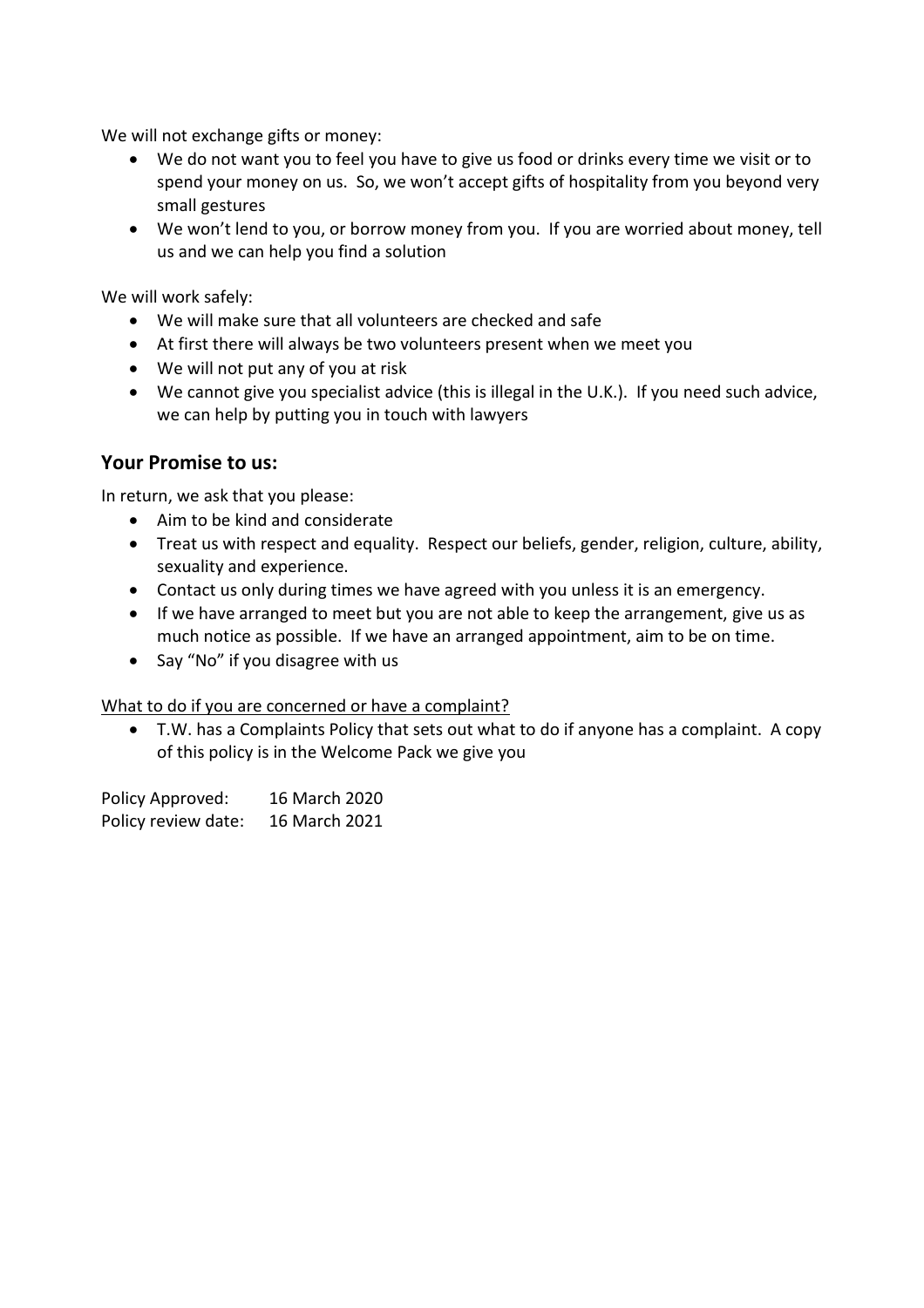We will not exchange gifts or money:

- We do not want you to feel you have to give us food or drinks every time we visit or to spend your money on us. So, we won't accept gifts of hospitality from you beyond very small gestures
- We won't lend to you, or borrow money from you. If you are worried about money, tell us and we can help you find a solution

We will work safely:

- We will make sure that all volunteers are checked and safe
- At first there will always be two volunteers present when we meet you
- We will not put any of you at risk
- We cannot give you specialist advice (this is illegal in the U.K.). If you need such advice, we can help by putting you in touch with lawyers

## Your Promise to us:

In return, we ask that you please:

- Aim to be kind and considerate
- Treat us with respect and equality. Respect our beliefs, gender, religion, culture, ability, sexuality and experience.
- Contact us only during times we have agreed with you unless it is an emergency.
- If we have arranged to meet but you are not able to keep the arrangement, give us as much notice as possible. If we have an arranged appointment, aim to be on time.
- Say "No" if you disagree with us

<u>What to do if you are concerned or have a complaint?</u>

- T.W. has a Complaints Policy that sets out what to do if anyone has a complaint. A copy of this policy is in the Welcome Pack we give you

Policy Approved: 16 March 2020
Policy review date: 16 March 2021